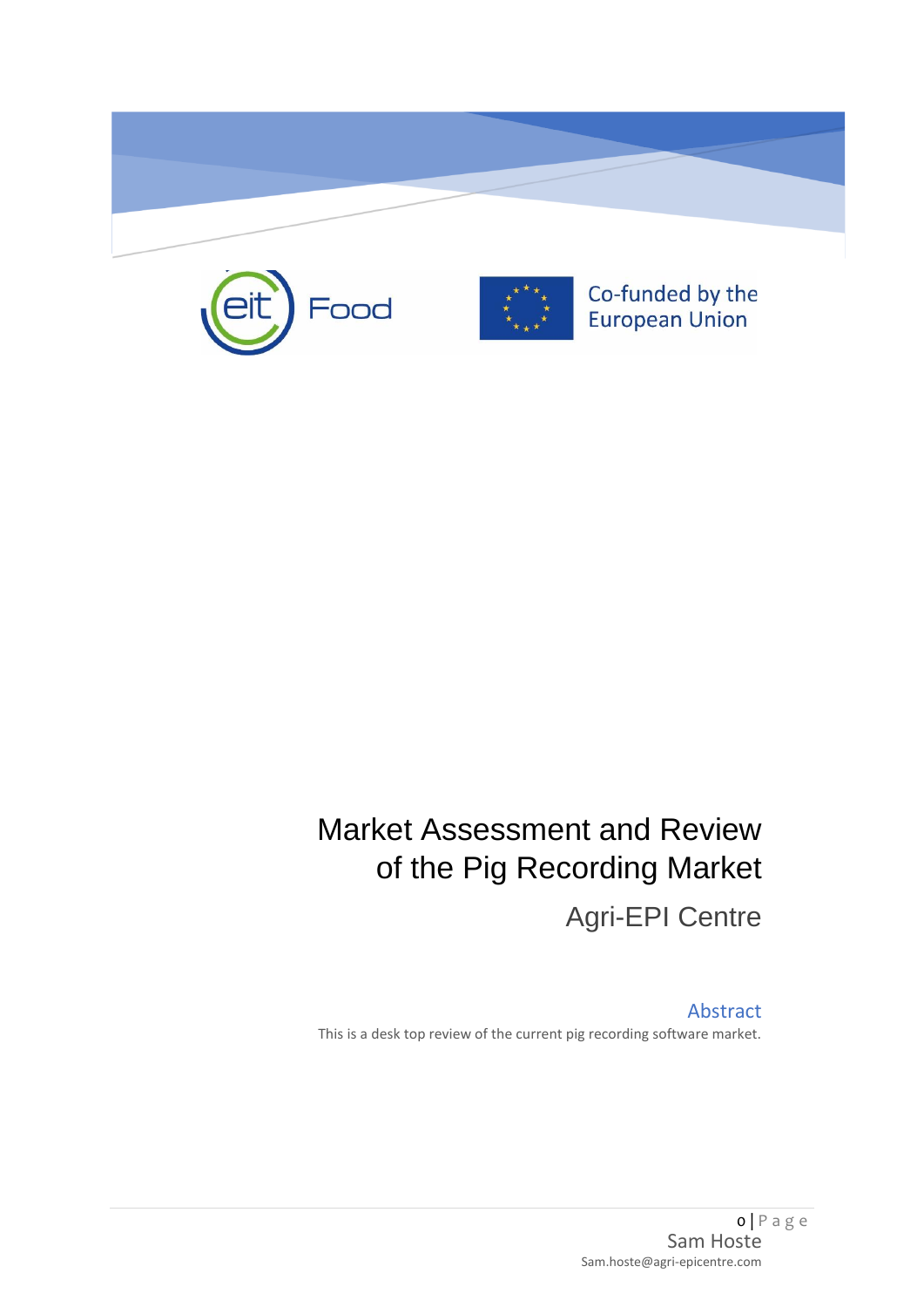eit Food

Co-funded by the European Union

# Market Assessment and Review of the Pig Recording Market

## Agri-EPI Centre

### Abstract

This is a desk top review of the current pig recording software market.

Sam Hoste

Sam.hoste@agri-epicentre.com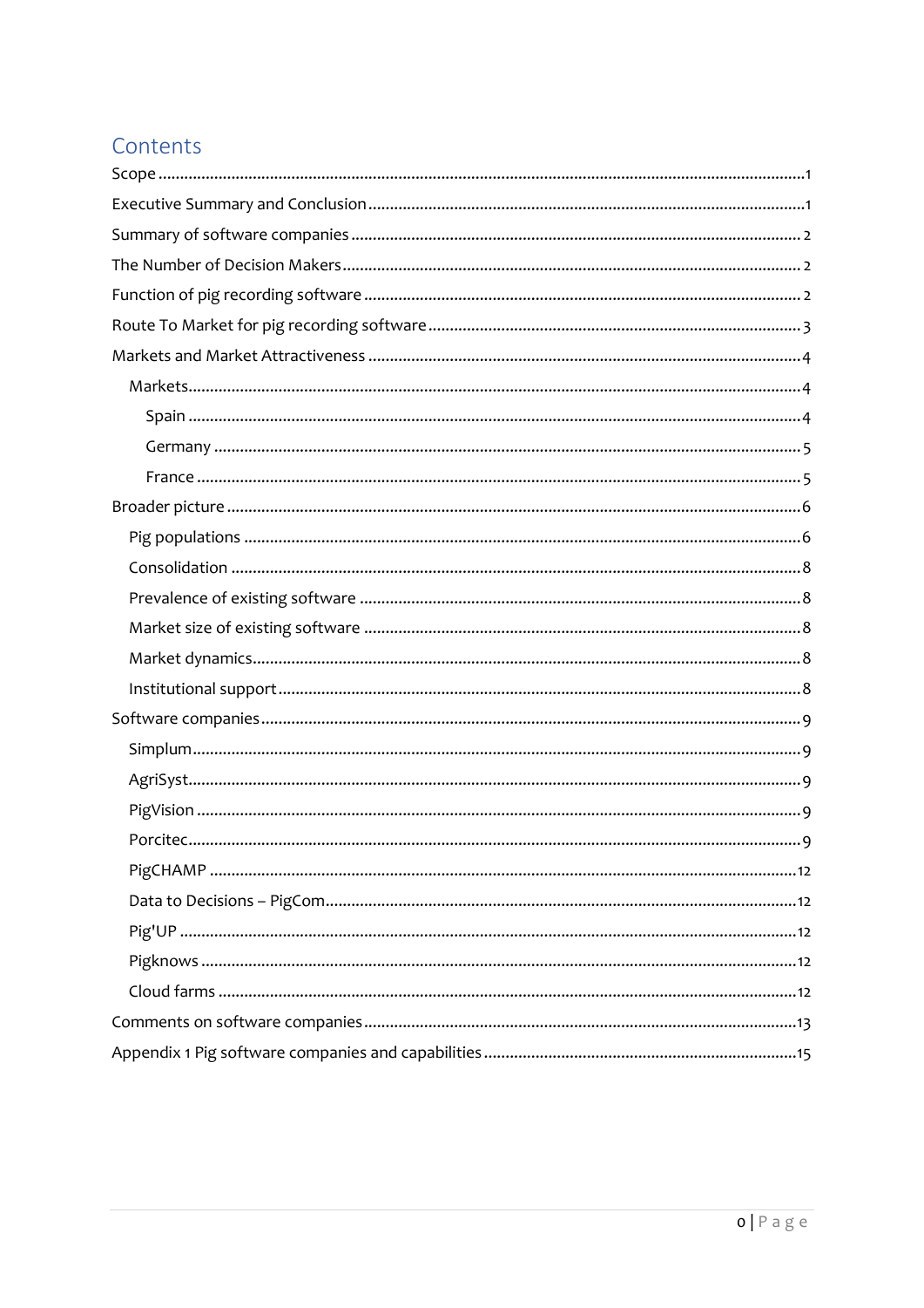# Contents

- Scope .....1
- Executive Summary and Conclusion .....1
- Summary of software companies .....2
- The Number of Decision Makers .....2
- Function of pig recording software .....2
- Route To Market for pig recording software .....3
- Markets and Market Attractiveness .....4
  - Markets .....4
    - Spain .....4
    - Germany .....5
    - France .....5
- Broader picture .....6
  - Pig populations .....6
  - Consolidation .....8
  - Prevalence of existing software .....8
  - Market size of existing software .....8
  - Market dynamics .....8
  - Institutional support .....8
- Software companies .....9
  - Simplum .....9
  - AgriSyst .....9
  - PigVision .....9
  - Porcitec .....9
  - PigCHAMP .....12
  - Data to Decisions – PigCom .....12
  - Pig'UP .....12
  - Pigknows .....12
  - Cloud farms .....12
- Comments on software companies .....13
- Appendix 1 Pig software companies and capabilities .....15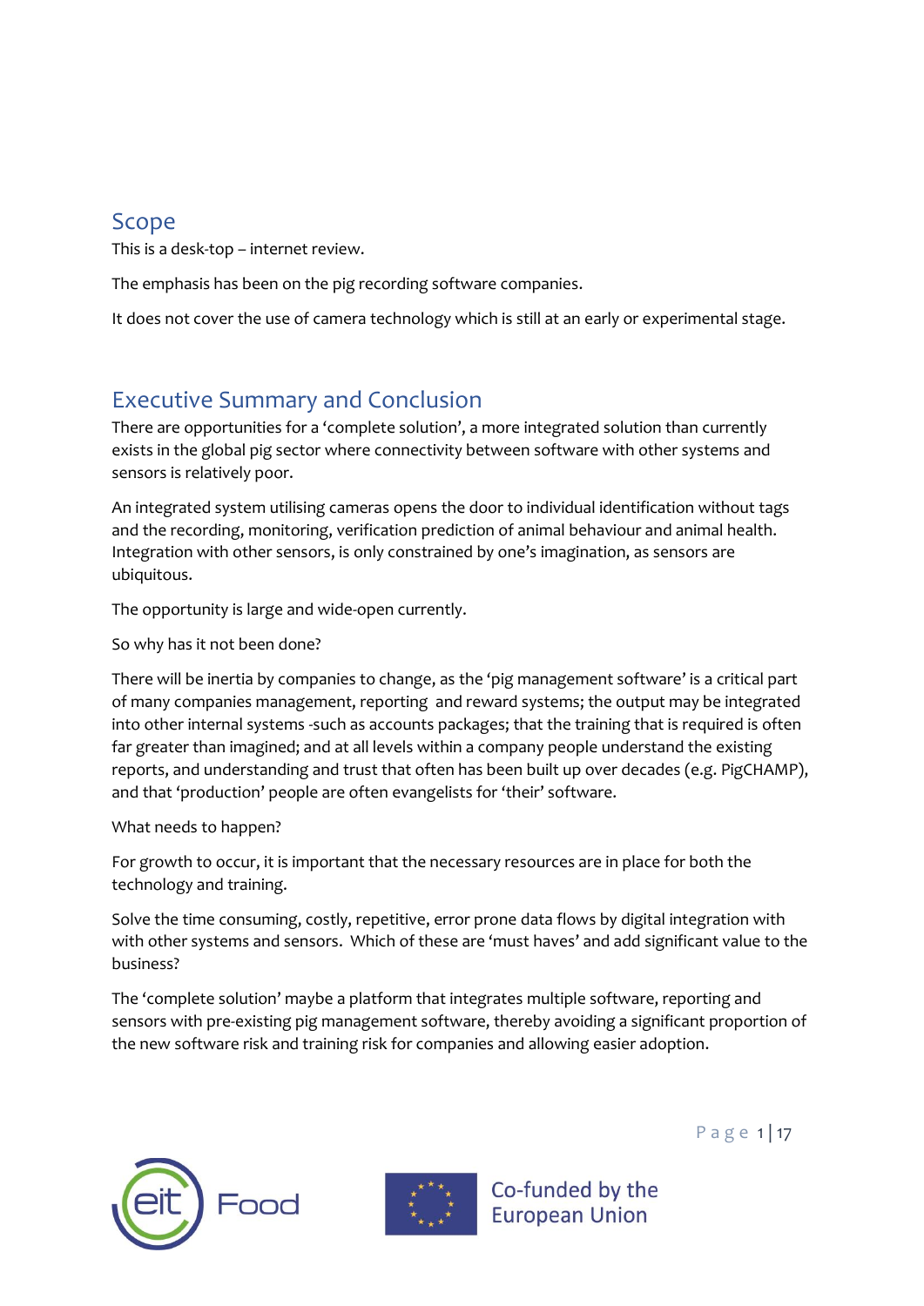## Scope

This is a desk-top – internet review.

The emphasis has been on the pig recording software companies.

It does not cover the use of camera technology which is still at an early or experimental stage.

## Executive Summary and Conclusion

There are opportunities for a 'complete solution', a more integrated solution than currently exists in the global pig sector where connectivity between software with other systems and sensors is relatively poor.

An integrated system utilising cameras opens the door to individual identification without tags and the recording, monitoring, verification prediction of animal behaviour and animal health. Integration with other sensors, is only constrained by one's imagination, as sensors are ubiquitous.

The opportunity is large and wide-open currently.

So why has it not been done?

There will be inertia by companies to change, as the 'pig management software' is a critical part of many companies management, reporting and reward systems; the output may be integrated into other internal systems -such as accounts packages; that the training that is required is often far greater than imagined; and at all levels within a company people understand the existing reports, and understanding and trust that often has been built up over decades (e.g. PigCHAMP), and that 'production' people are often evangelists for 'their' software.

What needs to happen?

For growth to occur, it is important that the necessary resources are in place for both the technology and training.

Solve the time consuming, costly, repetitive, error prone data flows by digital integration with with other systems and sensors. Which of these are 'must haves' and add significant value to the business?

The 'complete solution' maybe a platform that integrates multiple software, reporting and sensors with pre-existing pig management software, thereby avoiding a significant proportion of the new software risk and training risk for companies and allowing easier adoption.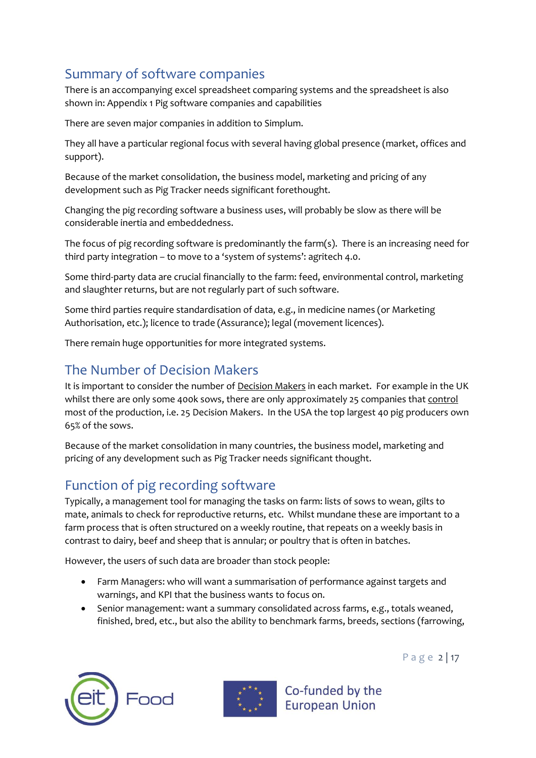## Summary of software companies

There is an accompanying excel spreadsheet comparing systems and the spreadsheet is also shown in: Appendix 1 Pig software companies and capabilities

There are seven major companies in addition to Simplum.

They all have a particular regional focus with several having global presence (market, offices and support).

Because of the market consolidation, the business model, marketing and pricing of any development such as Pig Tracker needs significant forethought.

Changing the pig recording software a business uses, will probably be slow as there will be considerable inertia and embeddedness.

The focus of pig recording software is predominantly the farm(s). There is an increasing need for third party integration – to move to a 'system of systems': agritech 4.0.

Some third-party data are crucial financially to the farm: feed, environmental control, marketing and slaughter returns, but are not regularly part of such software.

Some third parties require standardisation of data, e.g., in medicine names (or Marketing Authorisation, etc.); licence to trade (Assurance); legal (movement licences).

There remain huge opportunities for more integrated systems.

## The Number of Decision Makers

It is important to consider the number of Decision Makers in each market. For example in the UK whilst there are only some 400k sows, there are only approximately 25 companies that control most of the production, i.e. 25 Decision Makers. In the USA the top largest 40 pig producers own 65% of the sows.

Because of the market consolidation in many countries, the business model, marketing and pricing of any development such as Pig Tracker needs significant thought.

## Function of pig recording software

Typically, a management tool for managing the tasks on farm: lists of sows to wean, gilts to mate, animals to check for reproductive returns, etc. Whilst mundane these are important to a farm process that is often structured on a weekly routine, that repeats on a weekly basis in contrast to dairy, beef and sheep that is annular; or poultry that is often in batches.

However, the users of such data are broader than stock people:

- Farm Managers: who will want a summarisation of performance against targets and warnings, and KPI that the business wants to focus on.
- Senior management: want a summary consolidated across farms, e.g., totals weaned, finished, bred, etc., but also the ability to benchmark farms, breeds, sections (farrowing,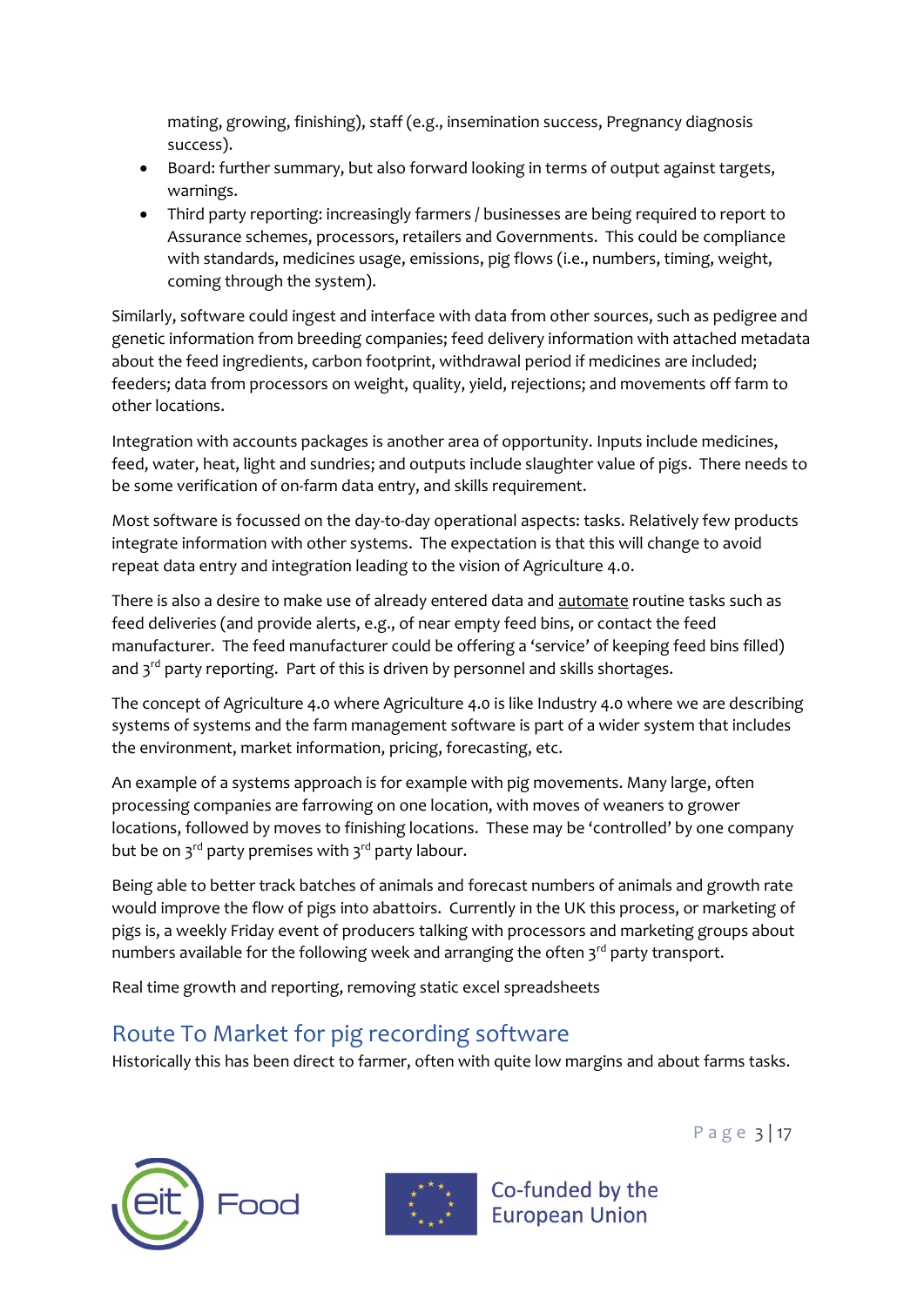mating, growing, finishing), staff (e.g., insemination success, Pregnancy diagnosis success).

- Board: further summary, but also forward looking in terms of output against targets, warnings.
- Third party reporting: increasingly farmers / businesses are being required to report to Assurance schemes, processors, retailers and Governments. This could be compliance with standards, medicines usage, emissions, pig flows (i.e., numbers, timing, weight, coming through the system).

Similarly, software could ingest and interface with data from other sources, such as pedigree and genetic information from breeding companies; feed delivery information with attached metadata about the feed ingredients, carbon footprint, withdrawal period if medicines are included; feeders; data from processors on weight, quality, yield, rejections; and movements off farm to other locations.

Integration with accounts packages is another area of opportunity. Inputs include medicines, feed, water, heat, light and sundries; and outputs include slaughter value of pigs. There needs to be some verification of on-farm data entry, and skills requirement.

Most software is focussed on the day-to-day operational aspects: tasks. Relatively few products integrate information with other systems. The expectation is that this will change to avoid repeat data entry and integration leading to the vision of Agriculture 4.0.

There is also a desire to make use of already entered data and automate routine tasks such as feed deliveries (and provide alerts, e.g., of near empty feed bins, or contact the feed manufacturer. The feed manufacturer could be offering a 'service' of keeping feed bins filled) and 3rd party reporting. Part of this is driven by personnel and skills shortages.

The concept of Agriculture 4.0 where Agriculture 4.0 is like Industry 4.0 where we are describing systems of systems and the farm management software is part of a wider system that includes the environment, market information, pricing, forecasting, etc.

An example of a systems approach is for example with pig movements. Many large, often processing companies are farrowing on one location, with moves of weaners to grower locations, followed by moves to finishing locations. These may be 'controlled' by one company but be on 3rd party premises with 3rd party labour.

Being able to better track batches of animals and forecast numbers of animals and growth rate would improve the flow of pigs into abattoirs. Currently in the UK this process, or marketing of pigs is, a weekly Friday event of producers talking with processors and marketing groups about numbers available for the following week and arranging the often 3rd party transport.

Real time growth and reporting, removing static excel spreadsheets

## Route To Market for pig recording software

Historically this has been direct to farmer, often with quite low margins and about farms tasks.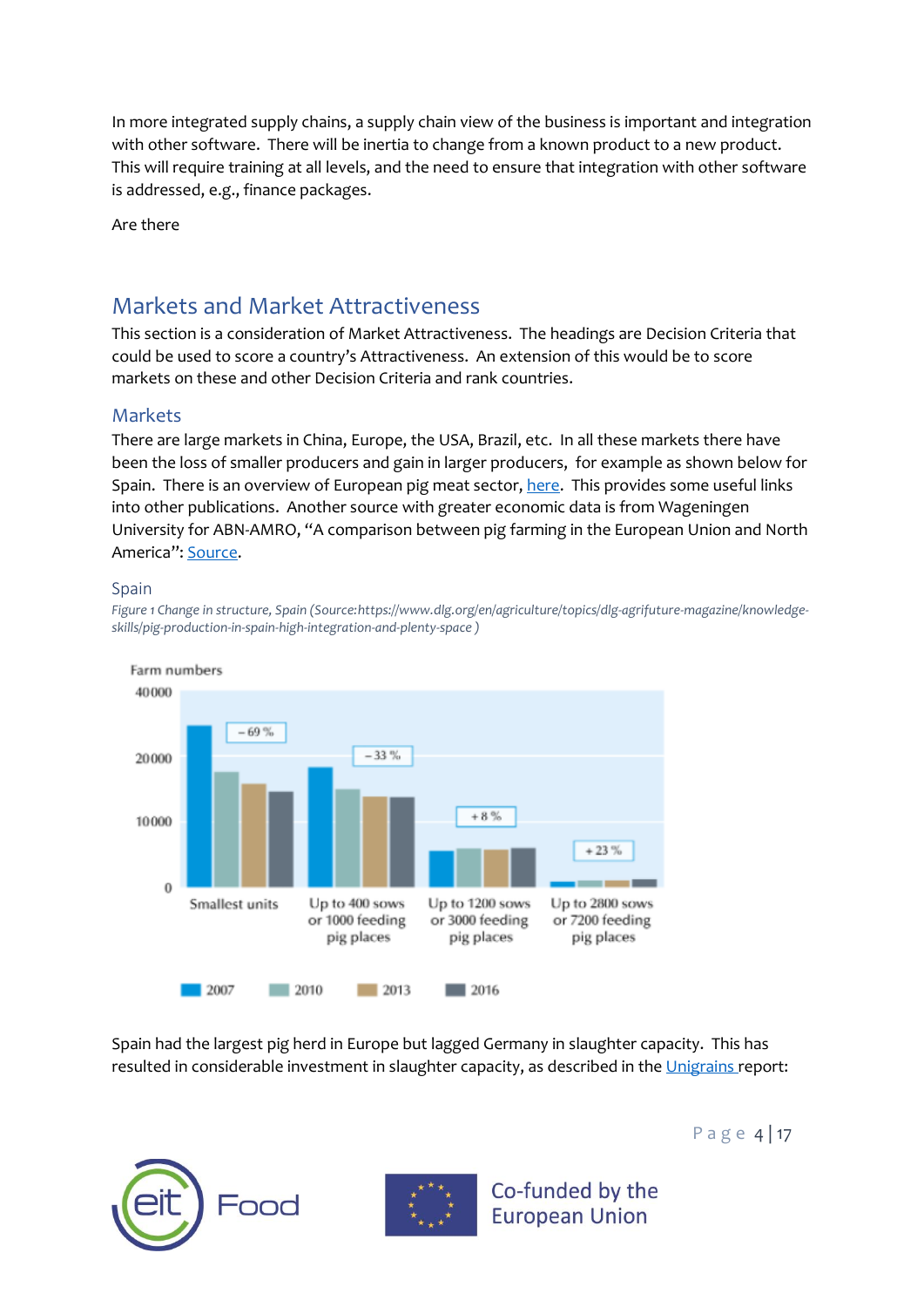In more integrated supply chains, a supply chain view of the business is important and integration with other software. There will be inertia to change from a known product to a new product. This will require training at all levels, and the need to ensure that integration with other software is addressed, e.g., finance packages.

Are there

## Markets and Market Attractiveness

This section is a consideration of Market Attractiveness. The headings are Decision Criteria that could be used to score a country's Attractiveness. An extension of this would be to score markets on these and other Decision Criteria and rank countries.

### Markets

There are large markets in China, Europe, the USA, Brazil, etc. In all these markets there have been the loss of smaller producers and gain in larger producers, for example as shown below for Spain. There is an overview of European pig meat sector, here. This provides some useful links into other publications. Another source with greater economic data is from Wageningen University for ABN-AMRO, "A comparison between pig farming in the European Union and North America": Source.

#### Spain

*Figure 1 Change in structure, Spain (Source:https://www.dlg.org/en/agriculture/topics/dlg-agrifuture-magazine/knowledge-skills/pig-production-in-spain-high-integration-and-plenty-space )*

Farm numbers

| | Smallest units | Up to 400 sows or 1000 feeding pig places | Up to 1200 sows or 3000 feeding pig places | Up to 2800 sows or 7200 feeding pig places |
|---|---|---|---|---|
| Change | – 69 % | – 33 % | + 8 % | + 23 % |

Legend: 2007, 2010, 2013, 2016

Spain had the largest pig herd in Europe but lagged Germany in slaughter capacity. This has resulted in considerable investment in slaughter capacity, as described in the Unigrains report: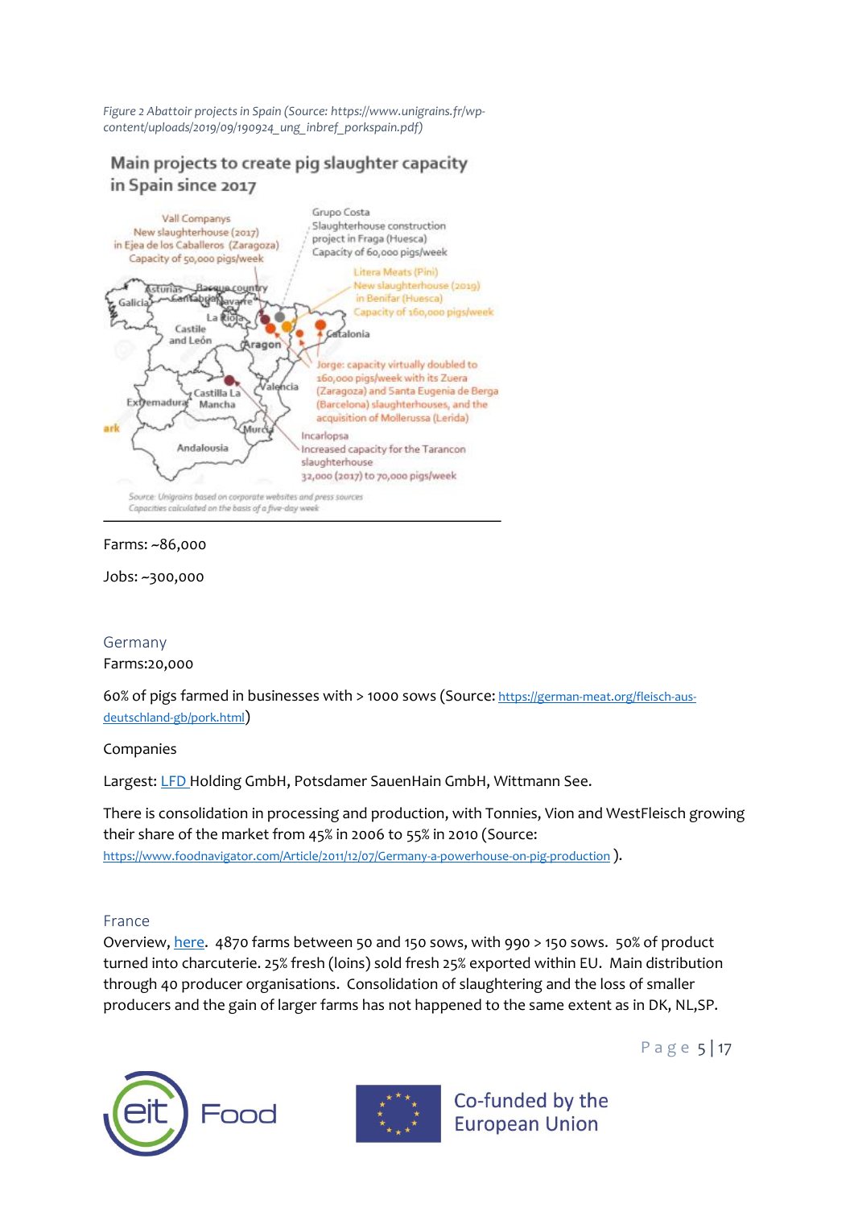*Figure 2 Abattoir projects in Spain (Source: https://www.unigrains.fr/wp-content/uploads/2019/09/190924_ung_inbref_porkspain.pdf)*

Main projects to create pig slaughter capacity in Spain since 2017

Vall Companys
New slaughterhouse (2017)
in Ejea de los Caballeros (Zaragoza)
Capacity of 50,000 pigs/week

Grupo Costa
Slaughterhouse construction project in Fraga (Huesca)
Capacity of 60,000 pigs/week

Litera Meats (Pini)
New slaughterhouse (2019)
in Benifar (Huesca)
Capacity of 160,000 pigs/week

Jorge: capacity virtually doubled to 160,000 pigs/week with its Zuera (Zaragoza) and Santa Eugenia de Berga (Barcelona) slaughterhouses, and the acquisition of Mollerussa (Lerida)

Incarlopsa
Increased capacity for the Tarancon slaughterhouse
32,000 (2017) to 70,000 pigs/week

Source: Unigrains based on corporate websites and press sources
Capacities calculated on the basis of a five-day week

Farms: ~86,000

Jobs: ~300,000

## Germany

Farms:20,000

60% of pigs farmed in businesses with > 1000 sows (Source: https://german-meat.org/fleisch-aus-deutschland-gb/pork.html)

Companies

Largest: LFD Holding GmbH, Potsdamer SauenHain GmbH, Wittmann See.

There is consolidation in processing and production, with Tonnies, Vion and WestFleisch growing their share of the market from 45% in 2006 to 55% in 2010 (Source: https://www.foodnavigator.com/Article/2011/12/07/Germany-a-powerhouse-on-pig-production ).

## France

Overview, here. 4870 farms between 50 and 150 sows, with 990 > 150 sows. 50% of product turned into charcuterie. 25% fresh (loins) sold fresh 25% exported within EU. Main distribution through 40 producer organisations. Consolidation of slaughtering and the loss of smaller producers and the gain of larger farms has not happened to the same extent as in DK, NL,SP.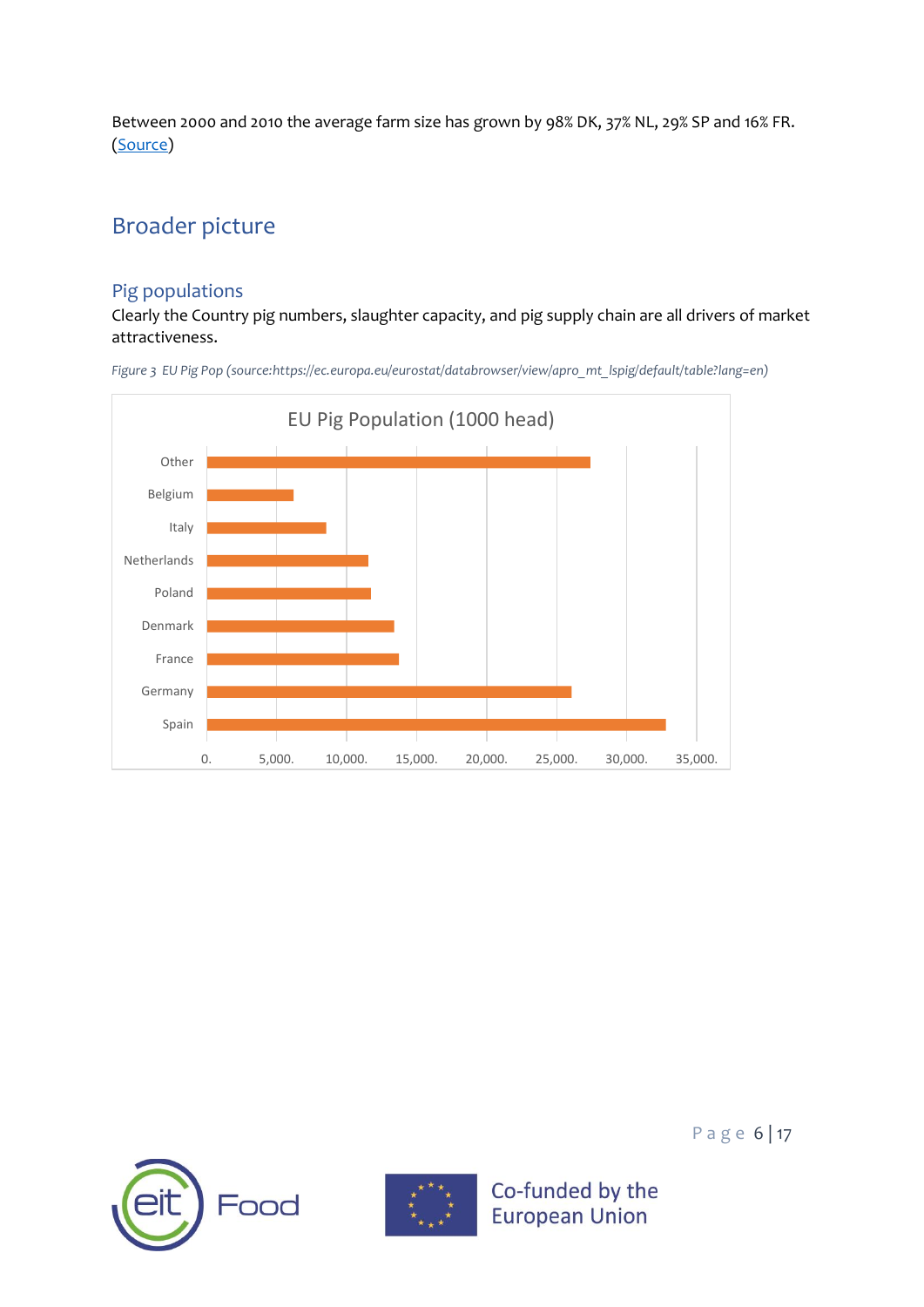Between 2000 and 2010 the average farm size has grown by 98% DK, 37% NL, 29% SP and 16% FR. ([Source](Source))

## Broader picture

### Pig populations

Clearly the Country pig numbers, slaughter capacity, and pig supply chain are all drivers of market attractiveness.

*Figure 3 EU Pig Pop (source:https://ec.europa.eu/eurostat/databrowser/view/apro_mt_lspig/default/table?lang=en)*

EU Pig Population (1000 head)

Other
Belgium
Italy
Netherlands
Poland
Denmark
France
Germany
Spain

0. 5,000. 10,000. 15,000. 20,000. 25,000. 30,000. 35,000.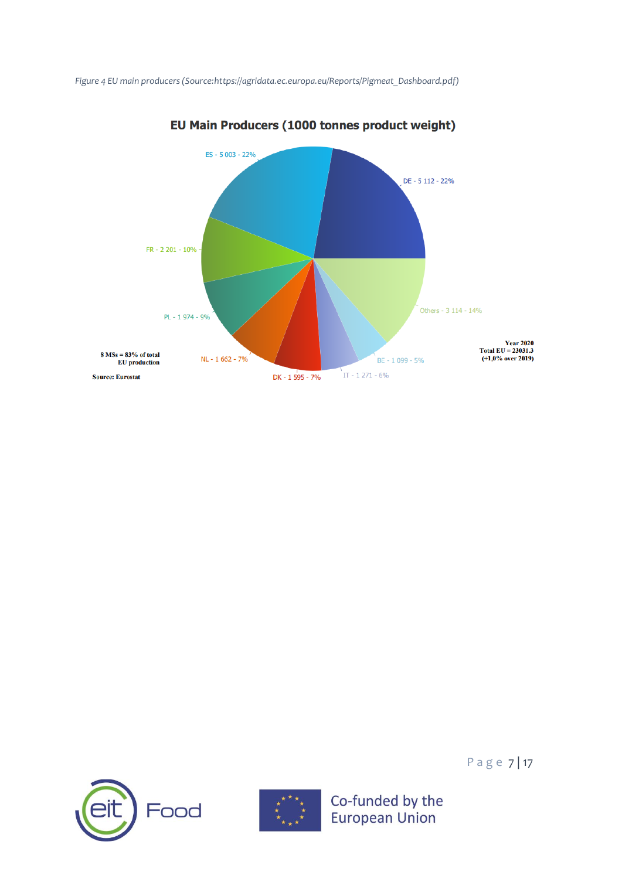*Figure 4 EU main producers (Source:https://agridata.ec.europa.eu/Reports/Pigmeat_Dashboard.pdf)*

**EU Main Producers (1000 tonnes product weight)**

- ES - 5 003 - 22%
- DE - 5 112 - 22%
- FR - 2 201 - 10%
- PL - 1 974 - 9%
- NL - 1 662 - 7%
- DK - 1 595 - 7%
- IT - 1 271 - 6%
- BE - 1 099 - 5%
- Others - 3 114 - 14%

8 MSs = 83% of total EU production

Source: Eurostat

Year 2020
Total EU = 23031.3
(+1,0% over 2019)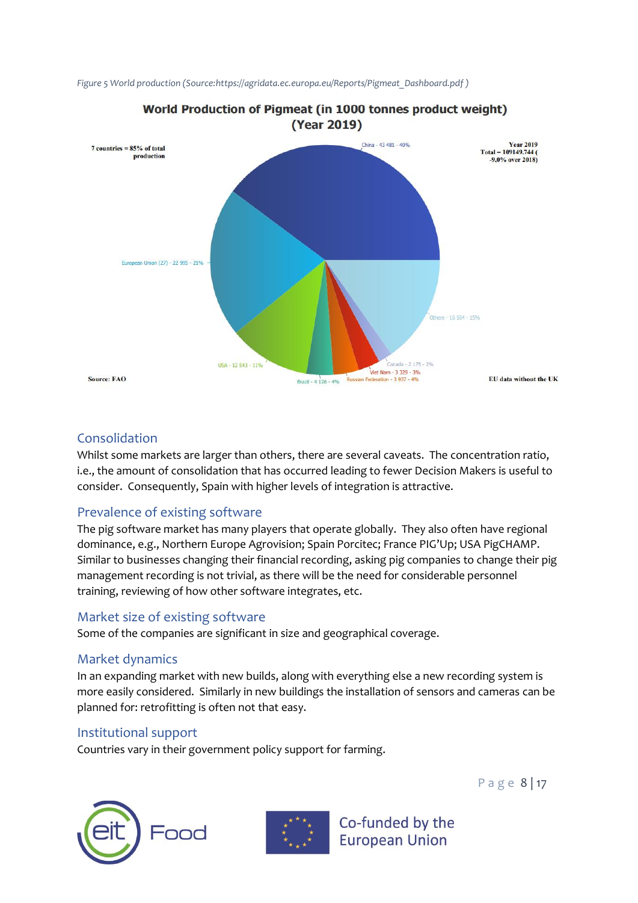*Figure 5 World production (Source:https://agridata.ec.europa.eu/Reports/Pigmeat_Dashboard.pdf )*

**World Production of Pigmeat (in 1000 tonnes product weight) (Year 2019)**

7 countries = 85% of total production

Year 2019 Total = 109149.744 ( -9.0% over 2018)

China - 43 481 - 40%

European Union (27) - 22 995 - 21%

Others - 16 564 - 15%

USA - 12 543 - 11%

Brazil - 4 126 - 4%

Russian Federation - 3 937 - 4%

Viet Nam - 3 329 - 3%

Canada - 2 175 - 2%

Source: FAO

EU data without the UK

## Consolidation

Whilst some markets are larger than others, there are several caveats. The concentration ratio, i.e., the amount of consolidation that has occurred leading to fewer Decision Makers is useful to consider. Consequently, Spain with higher levels of integration is attractive.

## Prevalence of existing software

The pig software market has many players that operate globally. They also often have regional dominance, e.g., Northern Europe Agrovision; Spain Porcitec; France PIG'Up; USA PigCHAMP. Similar to businesses changing their financial recording, asking pig companies to change their pig management recording is not trivial, as there will be the need for considerable personnel training, reviewing of how other software integrates, etc.

## Market size of existing software

Some of the companies are significant in size and geographical coverage.

## Market dynamics

In an expanding market with new builds, along with everything else a new recording system is more easily considered. Similarly in new buildings the installation of sensors and cameras can be planned for: retrofitting is often not that easy.

## Institutional support

Countries vary in their government policy support for farming.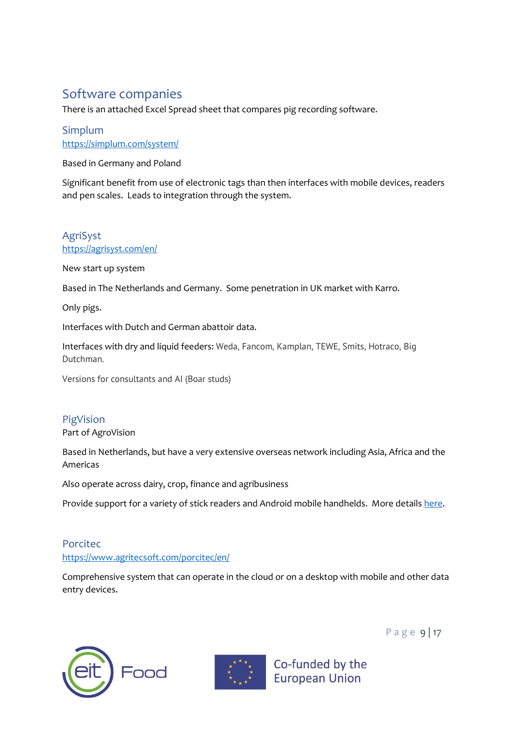## Software companies

There is an attached Excel Spread sheet that compares pig recording software.

### Simplum

https://simplum.com/system/

Based in Germany and Poland

Significant benefit from use of electronic tags than then interfaces with mobile devices, readers and pen scales. Leads to integration through the system.

### AgriSyst

https://agrisyst.com/en/

New start up system

Based in The Netherlands and Germany. Some penetration in UK market with Karro.

Only pigs.

Interfaces with Dutch and German abattoir data.

Interfaces with dry and liquid feeders: Weda, Fancom, Kamplan, TEWE, Smits, Hotraco, Big Dutchman.

Versions for consultants and AI (Boar studs)

### PigVision

Part of AgroVision

Based in Netherlands, but have a very extensive overseas network including Asia, Africa and the Americas

Also operate across dairy, crop, finance and agribusiness

Provide support for a variety of stick readers and Android mobile handhelds. More details here.

### Porcitec

https://www.agritecsoft.com/porcitec/en/

Comprehensive system that can operate in the cloud or on a desktop with mobile and other data entry devices.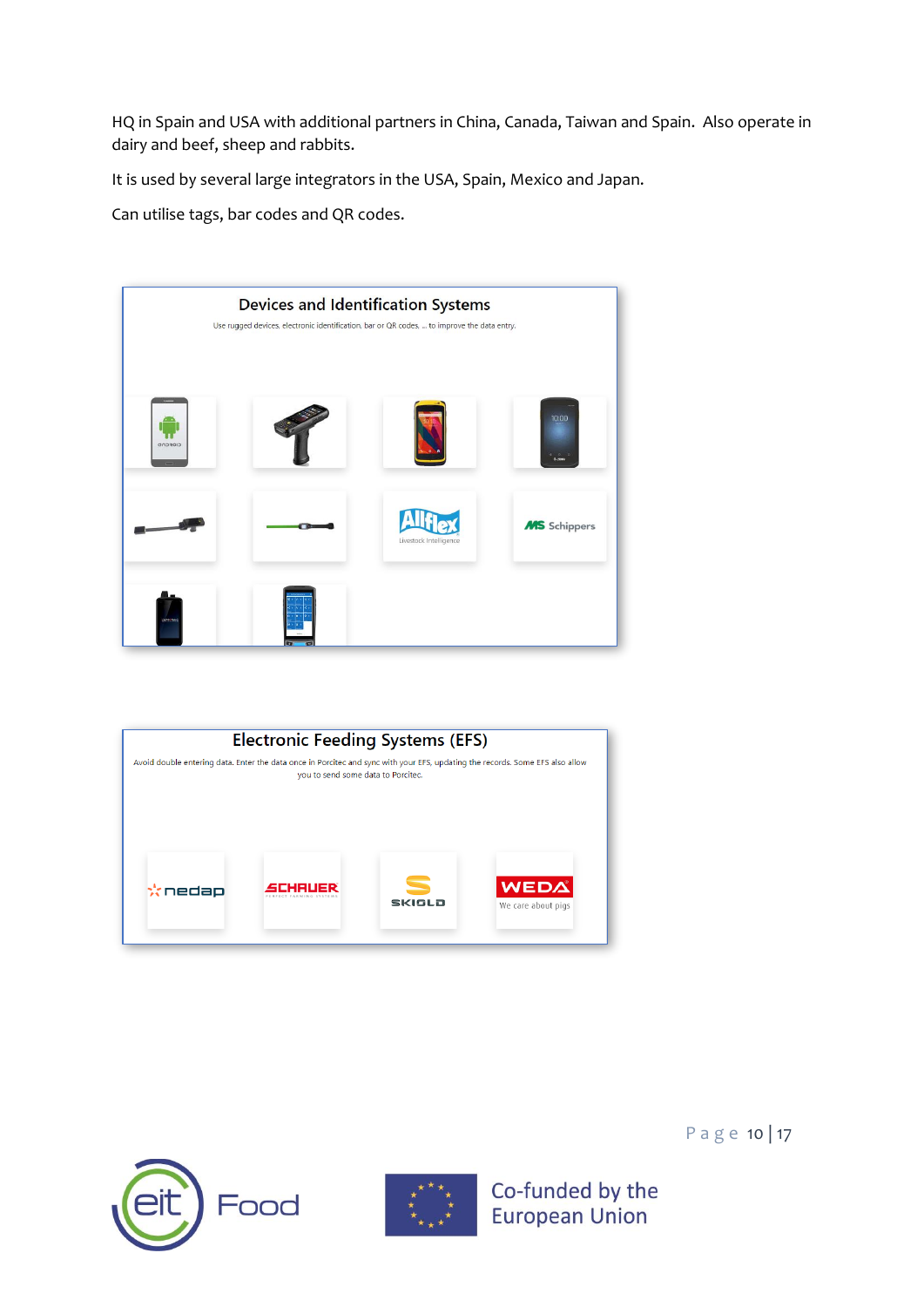HQ in Spain and USA with additional partners in China, Canada, Taiwan and Spain. Also operate in dairy and beef, sheep and rabbits.

It is used by several large integrators in the USA, Spain, Mexico and Japan.

Can utilise tags, bar codes and QR codes.

Devices and Identification Systems

Use rugged devices, electronic identification, bar or QR codes, ... to improve the data entry.

Allflex Livestock Intelligence

MS Schippers

Electronic Feeding Systems (EFS)

Avoid double entering data. Enter the data once in Porcitec and sync with your EFS, updating the records. Some EFS also allow you to send some data to Porcitec.

nedap

SCHAUER PERFECT FARMING SYSTEMS

SKIOLD

WEDA We care about pigs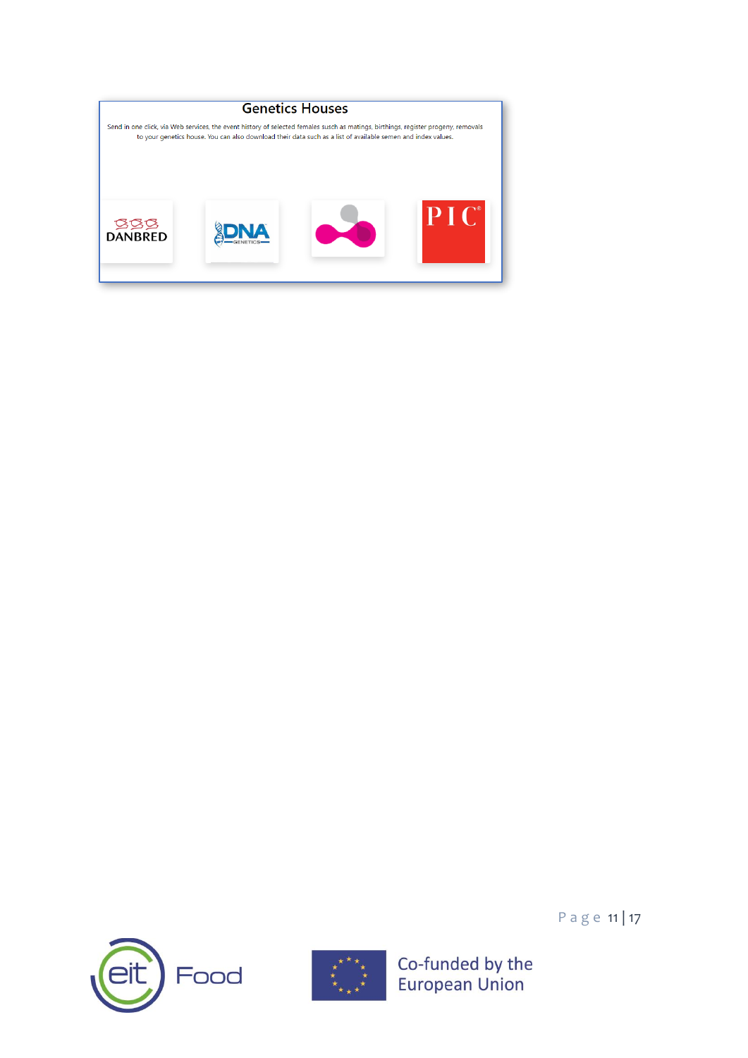## Genetics Houses

Send in one click, via Web services, the event history of selected females susch as matings, birthings, register progeny, removals to your genetics house. You can also download their data such as a list of available semen and index values.

DANBRED

DNA GENETICS

PIC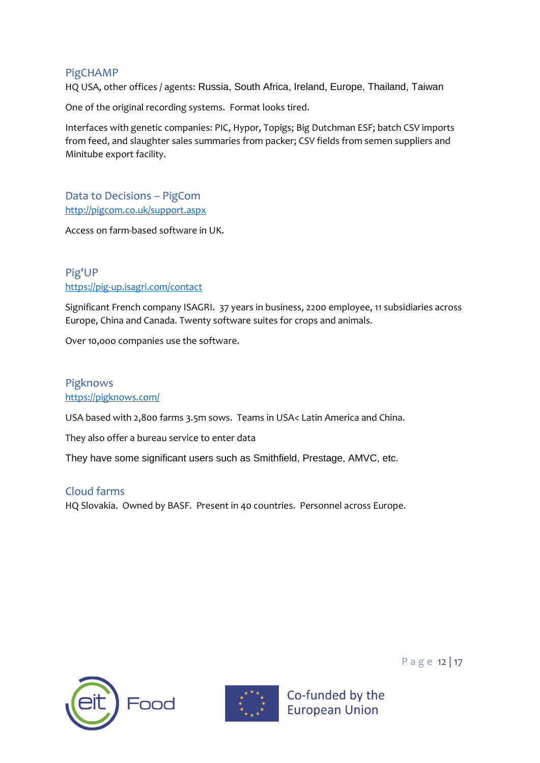## PigCHAMP

HQ USA, other offices / agents: Russia, South Africa, Ireland, Europe, Thailand, Taiwan

One of the original recording systems. Format looks tired.

Interfaces with genetic companies: PIC, Hypor, Topigs; Big Dutchman ESF; batch CSV imports from feed, and slaughter sales summaries from packer; CSV fields from semen suppliers and Minitube export facility.

## Data to Decisions – PigCom

http://pigcom.co.uk/support.aspx

Access on farm-based software in UK.

## Pig'UP

https://pig-up.isagri.com/contact

Significant French company ISAGRI. 37 years in business, 2200 employee, 11 subsidiaries across Europe, China and Canada. Twenty software suites for crops and animals.

Over 10,000 companies use the software.

## Pigknows

https://pigknows.com/

USA based with 2,800 farms 3.5m sows. Teams in USA< Latin America and China.

They also offer a bureau service to enter data

They have some significant users such as Smithfield, Prestage, AMVC, etc.

## Cloud farms

HQ Slovakia. Owned by BASF. Present in 40 countries. Personnel across Europe.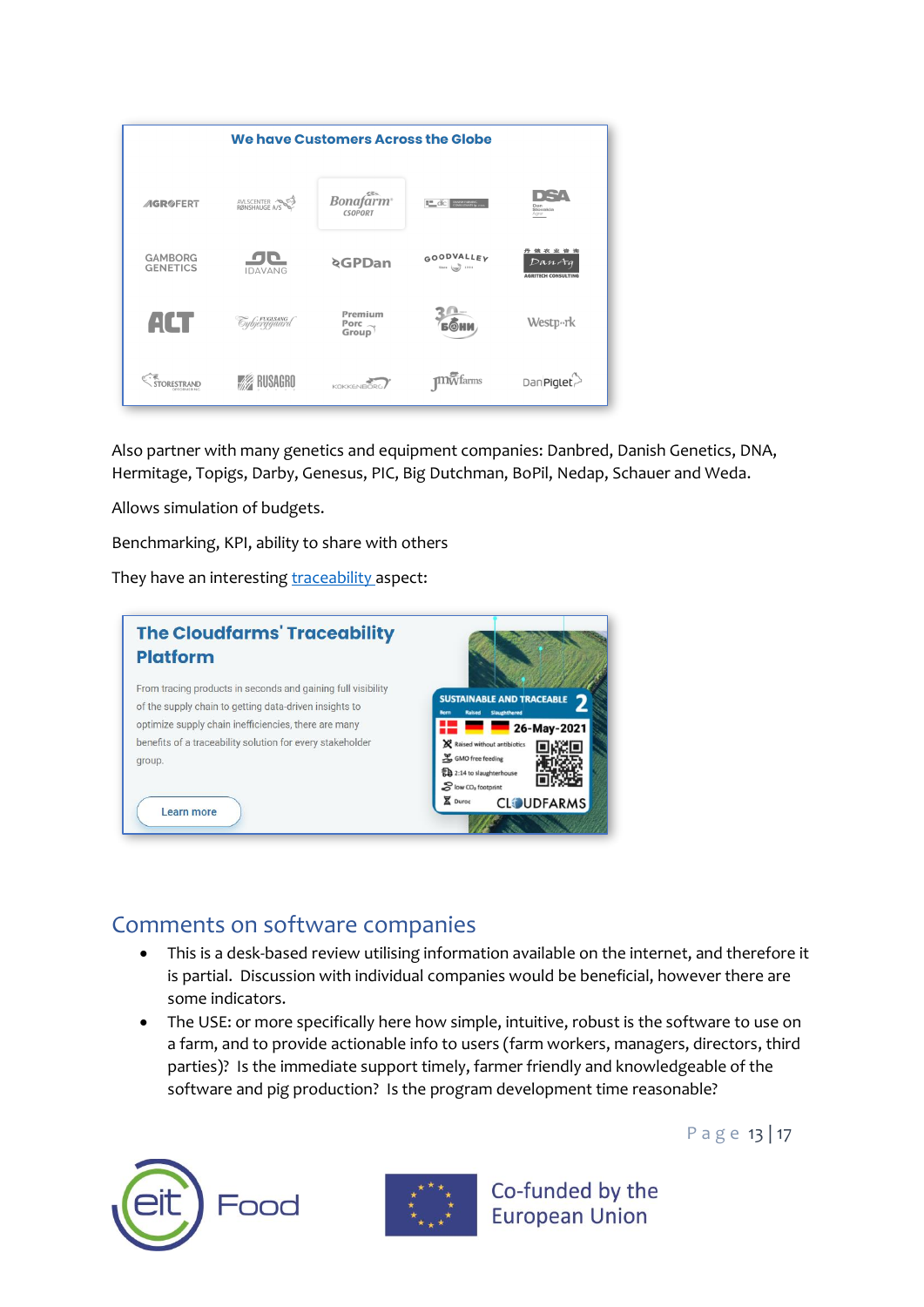Also partner with many genetics and equipment companies: Danbred, Danish Genetics, DNA, Hermitage, Topigs, Darby, Genesus, PIC, Big Dutchman, BoPil, Nedap, Schauer and Weda.

Allows simulation of budgets.

Benchmarking, KPI, ability to share with others

They have an interesting traceability aspect:

## Comments on software companies

- This is a desk-based review utilising information available on the internet, and therefore it is partial. Discussion with individual companies would be beneficial, however there are some indicators.
- The USE: or more specifically here how simple, intuitive, robust is the software to use on a farm, and to provide actionable info to users (farm workers, managers, directors, third parties)? Is the immediate support timely, farmer friendly and knowledgeable of the software and pig production? Is the program development time reasonable?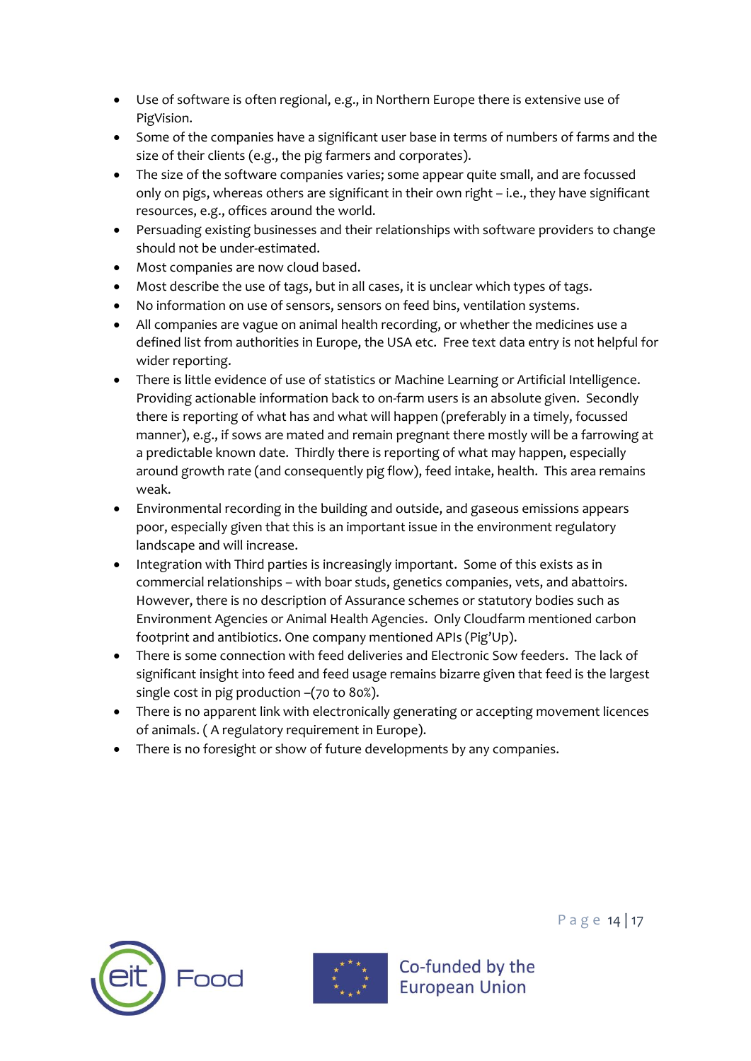- Use of software is often regional, e.g., in Northern Europe there is extensive use of PigVision.
- Some of the companies have a significant user base in terms of numbers of farms and the size of their clients (e.g., the pig farmers and corporates).
- The size of the software companies varies; some appear quite small, and are focussed only on pigs, whereas others are significant in their own right – i.e., they have significant resources, e.g., offices around the world.
- Persuading existing businesses and their relationships with software providers to change should not be under-estimated.
- Most companies are now cloud based.
- Most describe the use of tags, but in all cases, it is unclear which types of tags.
- No information on use of sensors, sensors on feed bins, ventilation systems.
- All companies are vague on animal health recording, or whether the medicines use a defined list from authorities in Europe, the USA etc. Free text data entry is not helpful for wider reporting.
- There is little evidence of use of statistics or Machine Learning or Artificial Intelligence. Providing actionable information back to on-farm users is an absolute given. Secondly there is reporting of what has and what will happen (preferably in a timely, focussed manner), e.g., if sows are mated and remain pregnant there mostly will be a farrowing at a predictable known date. Thirdly there is reporting of what may happen, especially around growth rate (and consequently pig flow), feed intake, health. This area remains weak.
- Environmental recording in the building and outside, and gaseous emissions appears poor, especially given that this is an important issue in the environment regulatory landscape and will increase.
- Integration with Third parties is increasingly important. Some of this exists as in commercial relationships – with boar studs, genetics companies, vets, and abattoirs. However, there is no description of Assurance schemes or statutory bodies such as Environment Agencies or Animal Health Agencies. Only Cloudfarm mentioned carbon footprint and antibiotics. One company mentioned APIs (Pig'Up).
- There is some connection with feed deliveries and Electronic Sow feeders. The lack of significant insight into feed and feed usage remains bizarre given that feed is the largest single cost in pig production –(70 to 80%).
- There is no apparent link with electronically generating or accepting movement licences of animals. ( A regulatory requirement in Europe).
- There is no foresight or show of future developments by any companies.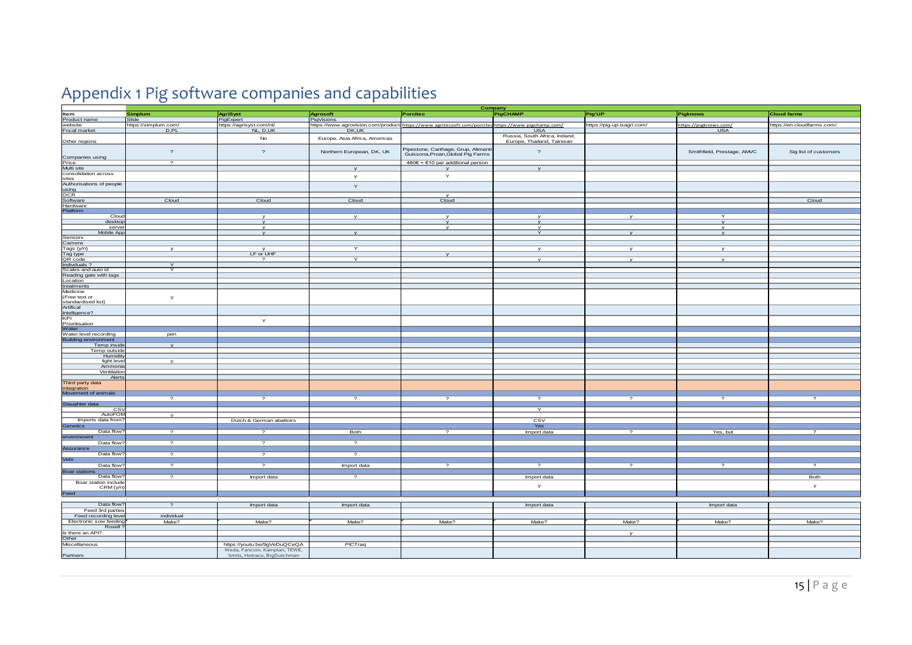# Appendix 1 Pig software companies and capabilities

| Item | Company | | | | | | | |
|---|---|---|---|---|---|---|---|---|
| | Simplum | AgriSyst | Agrosoft | Porcitec | PigCHAMP | Pig'UP | Pigknows | Cloud farms |
| Product name | Slide | PigExpert | PigVisions | | | | | |
| website | https://simplum.com/ | https://agrisyst.com/nl/ | https://www.agrovision.com/product | https://www.agritecsoft.com/porcitec | https://www.pigchamp.com/ | https://pig-up.isagri.com/ | https://pigknows.com/ | https://en.cloudfarms.com/ |
| Focal market | D,PL | NL, D,UK | DK,UK | | USA | | USA | |
| Other regions | | No | Europe, Asia Africa, Americas | | Russia, South Africa, Ireland, Europe, Thailand, Tainwan | | | |
| Companies using | ? | ? | Northern European, DK, UK | Pipestone, Carthage, Grup, Alimenti Guissona,Proan,Global Pig Farms | ? | | Smithfield, Prestage, AMVC | Sig list of customers |
| Price | ? | | | 480€ + €10 per additional person | | | | |
| Multi site | | | y | y | y | | | |
| consolidation across sites | | | y | Y | | | | |
| Authorisations of people using | | | Y | | | | | |
| OCR | | | | y | | | | |
| Software | Cloud | Cloud | Cloud | Cloud | | | | Cloud |
| Hardware | | | | | | | | |
| Platform | | | | | | | | |
| Cloud | | y | y | y | y | y | Y | |
| desktop | | y | | y | y | | y | |
| server | | y | | y | y | | y | |
| Mobile App | | y | y | | Y | y | y | |
| Sensors | | | | | | | | |
| Camera | | | | | | | | |
| Tags (y/n) | y | y | Y | | y | y | y | |
| Tag type | | LF or UHF | | y | | | | |
| QR code | | ? | Y | | y | y | y | |
| Indivduals ? | Y | | | | | | | |
| Scales and auto id | Y | | | | | | | |
| Reading gate with tags | | | | | | | | |
| Location | | | | | | | | |
| treatments | | | | | | | | |
| Medicine (Free text or standardised list) | y | | | | | | | |
| Artifical Intelligence? | | | | | | | | |
| KPI Prioritisation | | Y | | | | | | |
| Water | | | | | | | | |
| Water level recording | pen | | | | | | | |
| Building environment | | | | | | | | |
| Temp inside | y | | | | | | | |
| Temp outside | | | | | | | | |
| Humidity | | | | | | | | |
| light level | y | | | | | | | |
| Ammonia | | | | | | | | |
| Ventilation | | | | | | | | |
| Alerts | | | | | | | | |
| Third party data integration | | | | | | | | |
| Movement of animals | ? | ? | ? | ? | ? | ? | ? | ? |
| Slaughter data | | | | | | | | |
| CSV | | | | | Y | | | |
| AutoFOM | y | | | | | | | |
| Imports data from? | | Dutch & German abattoirs | | | CSV | | | |
| Genetics | | | | | Yes | | | |
| Data flow? | ? | ? | Both | ? | Import data | ? | Yes, but | ? |
| environment | | | | | | | | |
| Data flow? | ? | ? | ? | | | | | |
| Assurance | | | | | | | | |
| Data flow? | ? | ? | ? | | | | | |
| Vets | | | | | | | | |
| Data flow? | ? | ? | Import data | ? | ? | ? | ? | ? |
| Boar stations | | | | | | | | |
| Data flow? | ? | Import data | ? | | Import data | | | Both |
| Boar station include CRM (y/n) | | | | | y | | | y |
| Feed | | | | | | | | |
| Data flow? | ? | Import data | Import data | | Import data | | Import data | |
| Feed 3rd parties | | | | | | | | |
| Feed recording level | individual | | | | | | | |
| Electronic sow feeding | Make? | Make? | Make? | Make? | Make? | Make? | Make? | Make? |
| Roxell ? | | | | | | | | |
| Is there an API? | | | | | | y | | |
| Other | | | | | | | | |
| Miscellaneous | | https://youtu.be/9gVeDuQCeQA | PICTraq | | | | | |
| Partners | | Weda, Fancom, Kamplan, TEWE, Smits, Hotraco, BigDutchman | | | | | | |